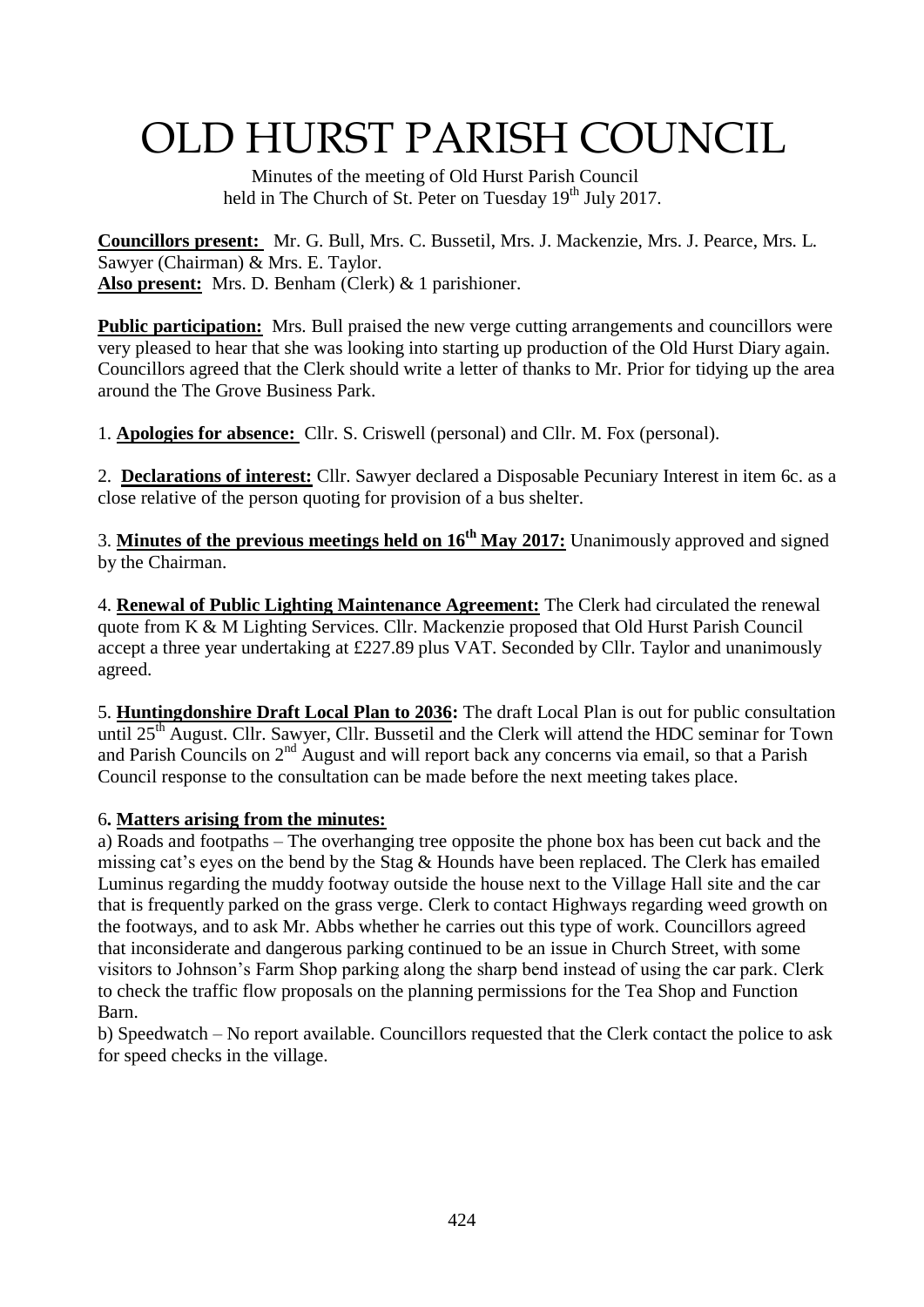# OLD HURST PARISH COUNCIL

Minutes of the meeting of Old Hurst Parish Council held in The Church of St. Peter on Tuesday 19th July 2017.

**Councillors present:** Mr. G. Bull, Mrs. C. Bussetil, Mrs. J. Mackenzie, Mrs. J. Pearce, Mrs. L. Sawyer (Chairman) & Mrs. E. Taylor.
**Also present:** Mrs. D. Benham (Clerk) & 1 parishioner.

**Public participation:** Mrs. Bull praised the new verge cutting arrangements and councillors were very pleased to hear that she was looking into starting up production of the Old Hurst Diary again. Councillors agreed that the Clerk should write a letter of thanks to Mr. Prior for tidying up the area around the The Grove Business Park.

1. **Apologies for absence:** Cllr. S. Criswell (personal) and Cllr. M. Fox (personal).

2. **Declarations of interest:** Cllr. Sawyer declared a Disposable Pecuniary Interest in item 6c. as a close relative of the person quoting for provision of a bus shelter.

3. **Minutes of the previous meetings held on 16th May 2017:** Unanimously approved and signed by the Chairman.

4. **Renewal of Public Lighting Maintenance Agreement:** The Clerk had circulated the renewal quote from K & M Lighting Services. Cllr. Mackenzie proposed that Old Hurst Parish Council accept a three year undertaking at £227.89 plus VAT. Seconded by Cllr. Taylor and unanimously agreed.

5. **Huntingdonshire Draft Local Plan to 2036:** The draft Local Plan is out for public consultation until 25th August. Cllr. Sawyer, Cllr. Bussetil and the Clerk will attend the HDC seminar for Town and Parish Councils on 2nd August and will report back any concerns via email, so that a Parish Council response to the consultation can be made before the next meeting takes place.

6. **Matters arising from the minutes:**

a) Roads and footpaths – The overhanging tree opposite the phone box has been cut back and the missing cat's eyes on the bend by the Stag & Hounds have been replaced. The Clerk has emailed Luminus regarding the muddy footway outside the house next to the Village Hall site and the car that is frequently parked on the grass verge. Clerk to contact Highways regarding weed growth on the footways, and to ask Mr. Abbs whether he carries out this type of work. Councillors agreed that inconsiderate and dangerous parking continued to be an issue in Church Street, with some visitors to Johnson's Farm Shop parking along the sharp bend instead of using the car park. Clerk to check the traffic flow proposals on the planning permissions for the Tea Shop and Function Barn.

b) Speedwatch – No report available. Councillors requested that the Clerk contact the police to ask for speed checks in the village.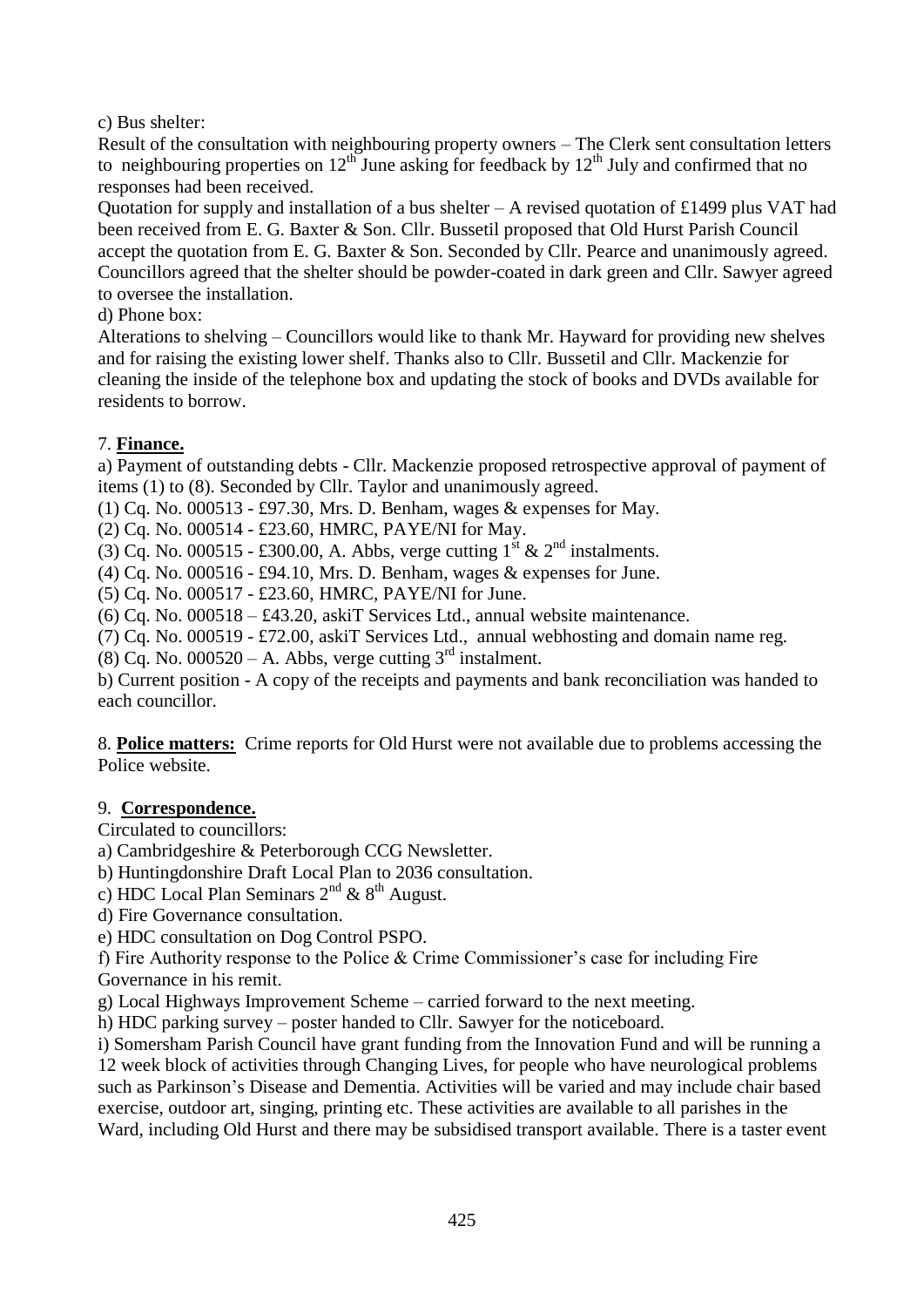c) Bus shelter:

Result of the consultation with neighbouring property owners – The Clerk sent consultation letters to neighbouring properties on 12th June asking for feedback by 12th July and confirmed that no responses had been received.

Quotation for supply and installation of a bus shelter – A revised quotation of £1499 plus VAT had been received from E. G. Baxter & Son. Cllr. Bussetil proposed that Old Hurst Parish Council accept the quotation from E. G. Baxter & Son. Seconded by Cllr. Pearce and unanimously agreed. Councillors agreed that the shelter should be powder-coated in dark green and Cllr. Sawyer agreed to oversee the installation.

d) Phone box:

Alterations to shelving – Councillors would like to thank Mr. Hayward for providing new shelves and for raising the existing lower shelf. Thanks also to Cllr. Bussetil and Cllr. Mackenzie for cleaning the inside of the telephone box and updating the stock of books and DVDs available for residents to borrow.

7. **Finance.**

a) Payment of outstanding debts - Cllr. Mackenzie proposed retrospective approval of payment of items (1) to (8). Seconded by Cllr. Taylor and unanimously agreed.

(1) Cq. No. 000513 - £97.30, Mrs. D. Benham, wages & expenses for May.
(2) Cq. No. 000514 - £23.60, HMRC, PAYE/NI for May.
(3) Cq. No. 000515 - £300.00, A. Abbs, verge cutting 1st & 2nd instalments.
(4) Cq. No. 000516 - £94.10, Mrs. D. Benham, wages & expenses for June.
(5) Cq. No. 000517 - £23.60, HMRC, PAYE/NI for June.
(6) Cq. No. 000518 – £43.20, askiT Services Ltd., annual website maintenance.
(7) Cq. No. 000519 - £72.00, askiT Services Ltd., annual webhosting and domain name reg.
(8) Cq. No. 000520 – A. Abbs, verge cutting 3rd instalment.

b) Current position - A copy of the receipts and payments and bank reconciliation was handed to each councillor.

8. **Police matters:** Crime reports for Old Hurst were not available due to problems accessing the Police website.

9. **Correspondence.**

Circulated to councillors:

a) Cambridgeshire & Peterborough CCG Newsletter.
b) Huntingdonshire Draft Local Plan to 2036 consultation.
c) HDC Local Plan Seminars 2nd & 8th August.
d) Fire Governance consultation.
e) HDC consultation on Dog Control PSPO.
f) Fire Authority response to the Police & Crime Commissioner's case for including Fire Governance in his remit.
g) Local Highways Improvement Scheme – carried forward to the next meeting.
h) HDC parking survey – poster handed to Cllr. Sawyer for the noticeboard.
i) Somersham Parish Council have grant funding from the Innovation Fund and will be running a 12 week block of activities through Changing Lives, for people who have neurological problems such as Parkinson's Disease and Dementia. Activities will be varied and may include chair based exercise, outdoor art, singing, printing etc. These activities are available to all parishes in the Ward, including Old Hurst and there may be subsidised transport available. There is a taster event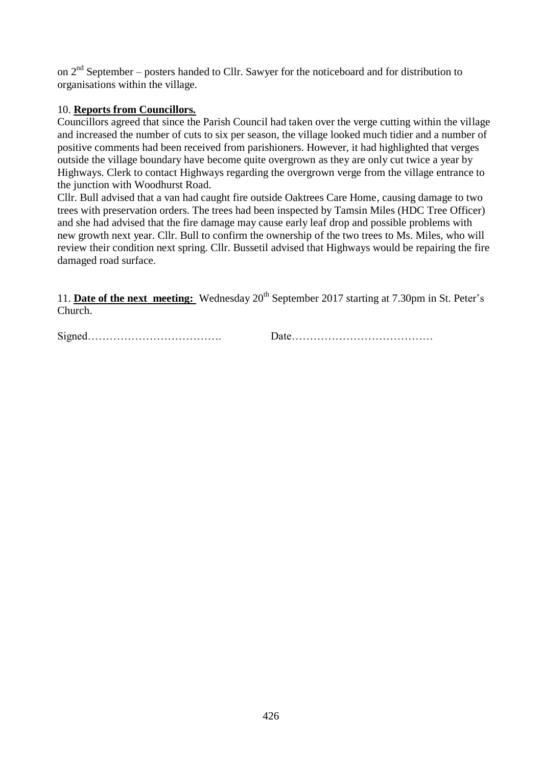on 2nd September – posters handed to Cllr. Sawyer for the noticeboard and for distribution to organisations within the village.

10. **Reports from Councillors.**

Councillors agreed that since the Parish Council had taken over the verge cutting within the village and increased the number of cuts to six per season, the village looked much tidier and a number of positive comments had been received from parishioners. However, it had highlighted that verges outside the village boundary have become quite overgrown as they are only cut twice a year by Highways. Clerk to contact Highways regarding the overgrown verge from the village entrance to the junction with Woodhurst Road.

Cllr. Bull advised that a van had caught fire outside Oaktrees Care Home, causing damage to two trees with preservation orders. The trees had been inspected by Tamsin Miles (HDC Tree Officer) and she had advised that the fire damage may cause early leaf drop and possible problems with new growth next year. Cllr. Bull to confirm the ownership of the two trees to Ms. Miles, who will review their condition next spring. Cllr. Bussetil advised that Highways would be repairing the fire damaged road surface.

11. **Date of the next meeting:** Wednesday 20th September 2017 starting at 7.30pm in St. Peter's Church.

Signed………………………………. Date…………………………………